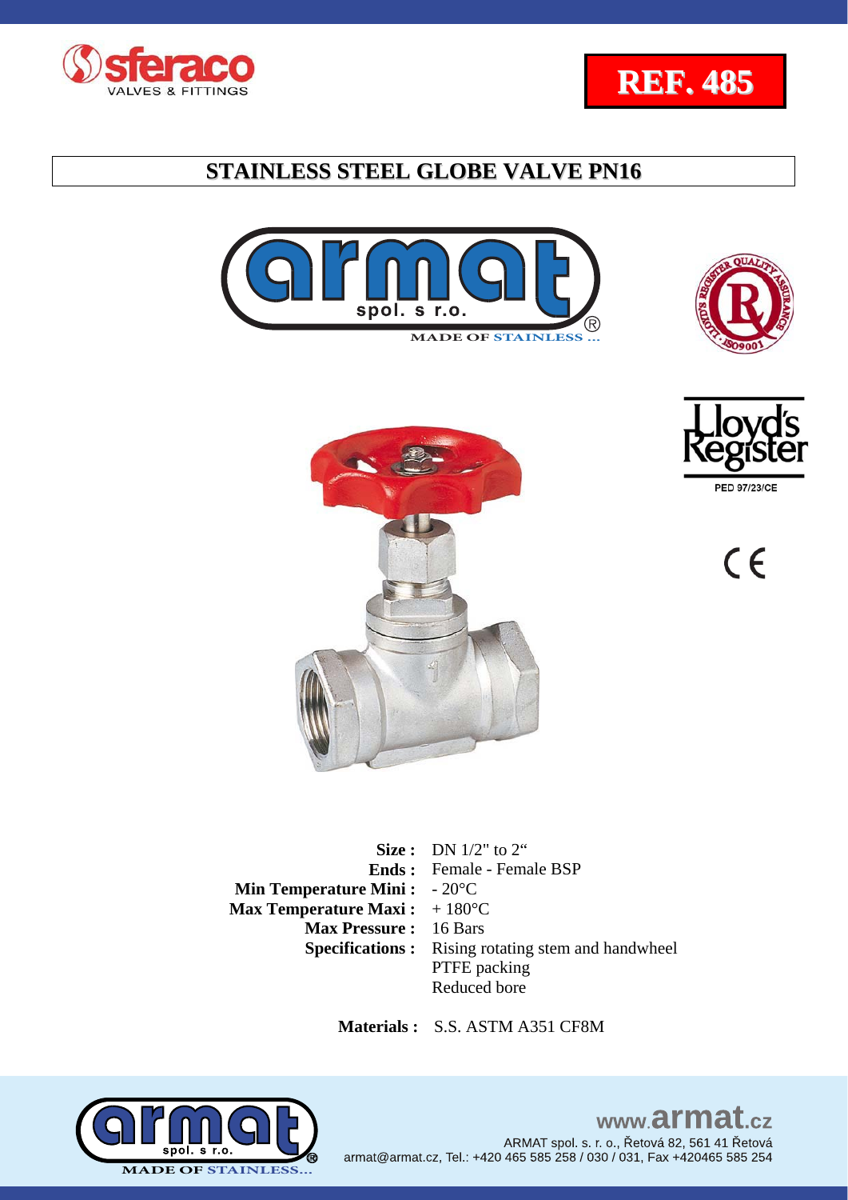**REF. 485**

# STAINLESS STEEL GLOBE VALVE PN16

MADE OF STAINLESS ...

PED 97/23/CE

| | |
|---|---|
| **Size :** | DN 1/2" to 2“ |
| **Ends :** | Female - Female BSP |
| **Min Temperature Mini :** | - 20°C |
| **Max Temperature Maxi :** | + 180°C |
| **Max Pressure :** | 16 Bars |
| **Specifications :** | Rising rotating stem and handwheel<br>PTFE packing<br>Reduced bore |

**Materials :** S.S. ASTM A351 CF8M

www.armat.cz

ARMAT spol. s. r. o., Řetová 82, 561 41 Řetová
armat@armat.cz, Tel.: +420 465 585 258 / 030 / 031, Fax +420465 585 254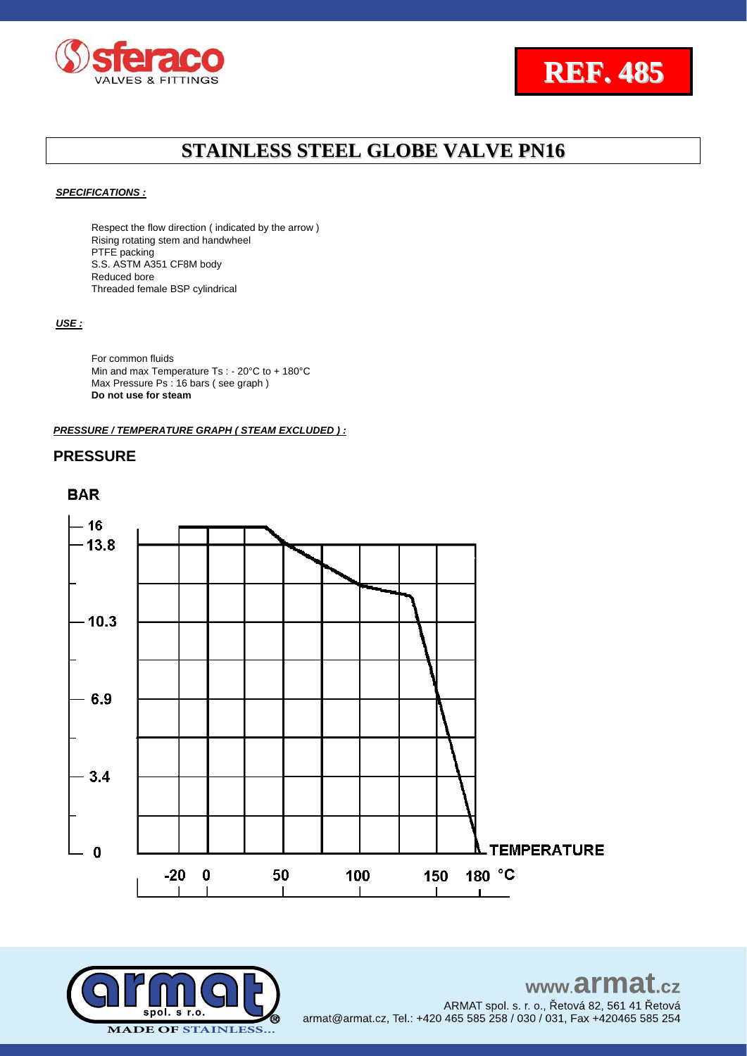**REF. 485**

# STAINLESS STEEL GLOBE VALVE PN16

***SPECIFICATIONS :***

Respect the flow direction ( indicated by the arrow )
Rising rotating stem and handwheel
PTFE packing
S.S. ASTM A351 CF8M body
Reduced bore
Threaded female BSP cylindrical

***USE :***

For common fluids
Min and max Temperature Ts : - 20°C to + 180°C
Max Pressure Ps : 16 bars ( see graph )
**Do not use for steam**

***PRESSURE / TEMPERATURE GRAPH ( STEAM EXCLUDED ) :***

## PRESSURE

BAR

16
13.8
10.3
6.9
3.4
0

TEMPERATURE

-20 0 50 100 150 180 °C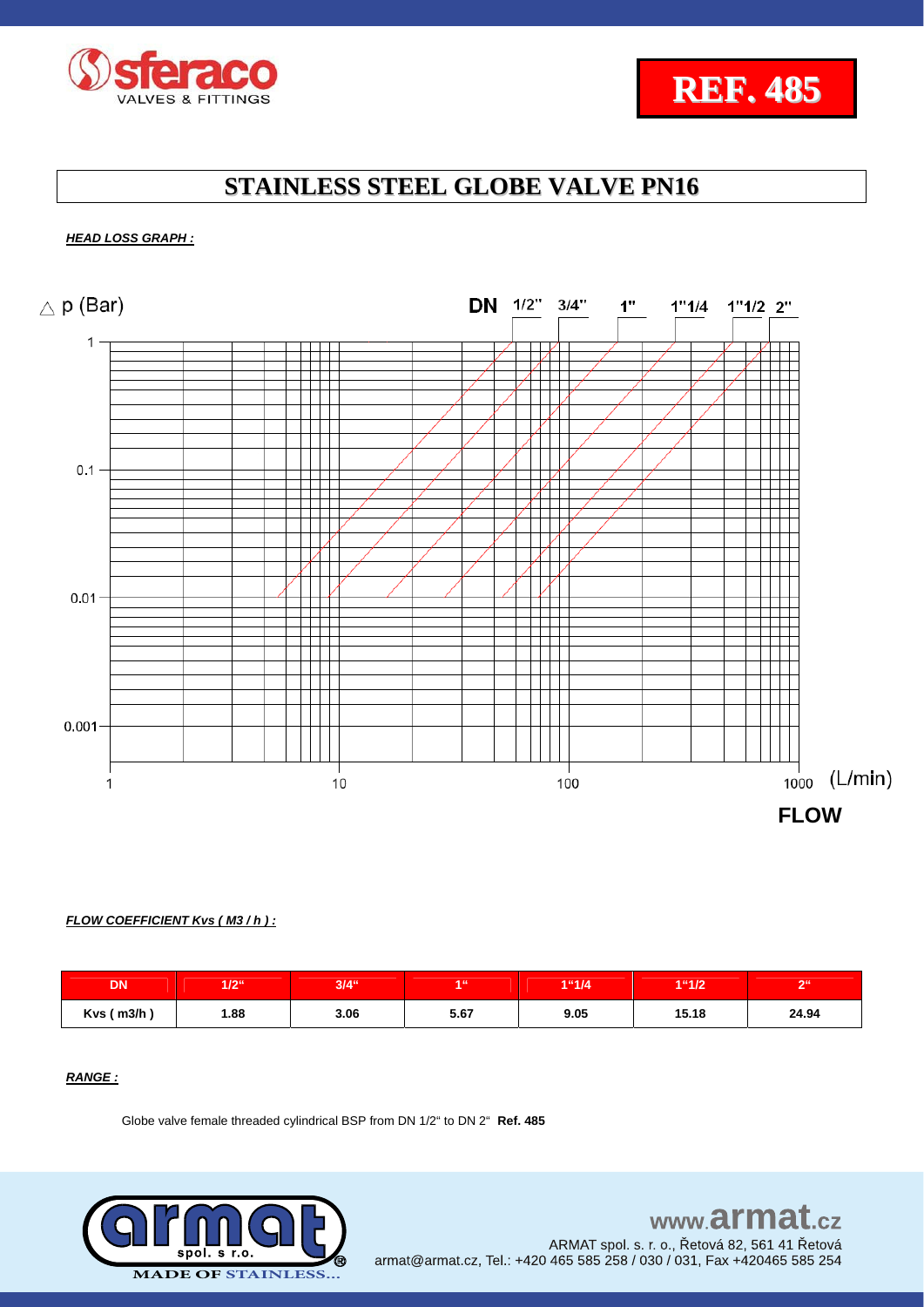# STAINLESS STEEL GLOBE VALVE PN16

***HEAD LOSS GRAPH :***

$\triangle$ p (Bar)

DN 1/2" 3/4" 1" 1"1/4 1"1/2 2"

1
0.1
0.01
0.001

1 10 100 1000 (L/min)

**FLOW**

***FLOW COEFFICIENT Kvs ( M3 / h ) :***

| DN | 1/2" | 3/4" | 1" | 1"1/4 | 1"1/2 | 2" |
|---|---|---|---|---|---|---|
| Kvs ( m3/h ) | 1.88 | 3.06 | 5.67 | 9.05 | 15.18 | 24.94 |

***RANGE :***

Globe valve female threaded cylindrical BSP from DN 1/2" to DN 2" **Ref. 485**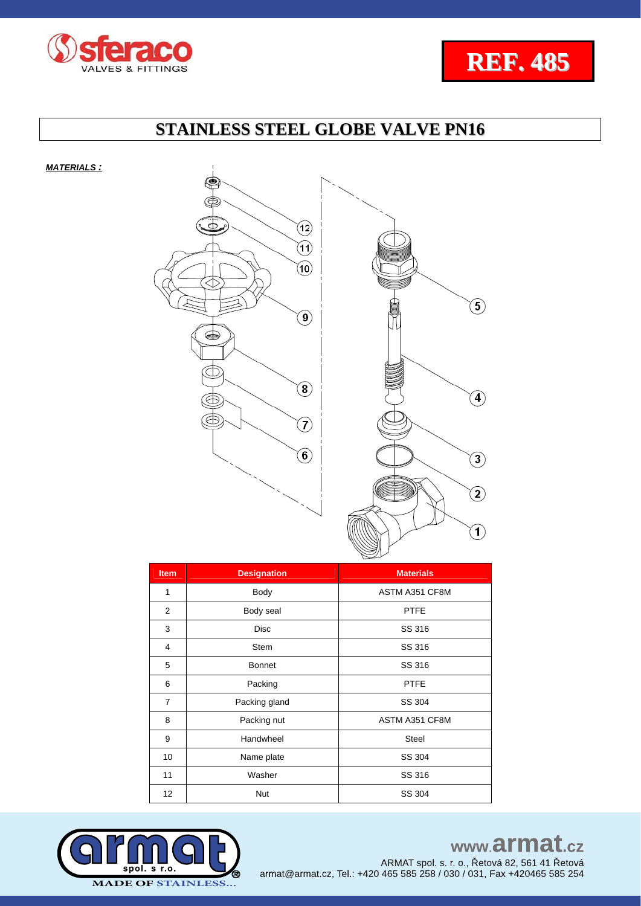REF. 485

# STAINLESS STEEL GLOBE VALVE PN16

***MATERIALS :***

| Item | Designation | Materials |
|---|---|---|
| 1 | Body | ASTM A351 CF8M |
| 2 | Body seal | PTFE |
| 3 | Disc | SS 316 |
| 4 | Stem | SS 316 |
| 5 | Bonnet | SS 316 |
| 6 | Packing | PTFE |
| 7 | Packing gland | SS 304 |
| 8 | Packing nut | ASTM A351 CF8M |
| 9 | Handwheel | Steel |
| 10 | Name plate | SS 304 |
| 11 | Washer | SS 316 |
| 12 | Nut | SS 304 |

www.armat.cz

ARMAT spol. s r. o., Řetová 82, 561 41 Řetová

armat@armat.cz, Tel.: +420 465 585 258 / 030 / 031, Fax +420465 585 254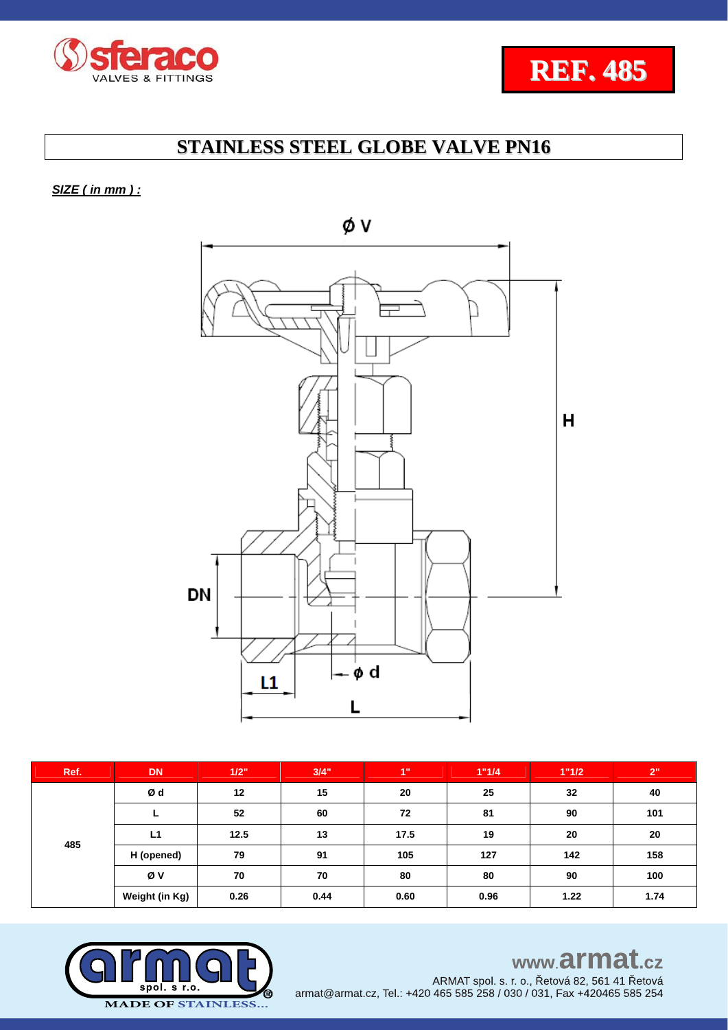sferaco VALVES & FITTINGS

**REF. 485**

# STAINLESS STEEL GLOBE VALVE PN16

***SIZE ( in mm ) :***

| Ref. | DN | 1/2" | 3/4" | 1" | 1"1/4 | 1"1/2 | 2" |
|---|---|---|---|---|---|---|---|
| 485 | Ø d | 12 | 15 | 20 | 25 | 32 | 40 |
| | L | 52 | 60 | 72 | 81 | 90 | 101 |
| | L1 | 12.5 | 13 | 17.5 | 19 | 20 | 20 |
| | H (opened) | 79 | 91 | 105 | 127 | 142 | 158 |
| | Ø V | 70 | 70 | 80 | 80 | 90 | 100 |
| | Weight (in Kg) | 0.26 | 0.44 | 0.60 | 0.96 | 1.22 | 1.74 |

armat spol. s r.o. MADE OF STAINLESS...

www.armat.cz
ARMAT spol. s. r. o., Řetová 82, 561 41 Řetová
armat@armat.cz, Tel.: +420 465 585 258 / 030 / 031, Fax +420465 585 254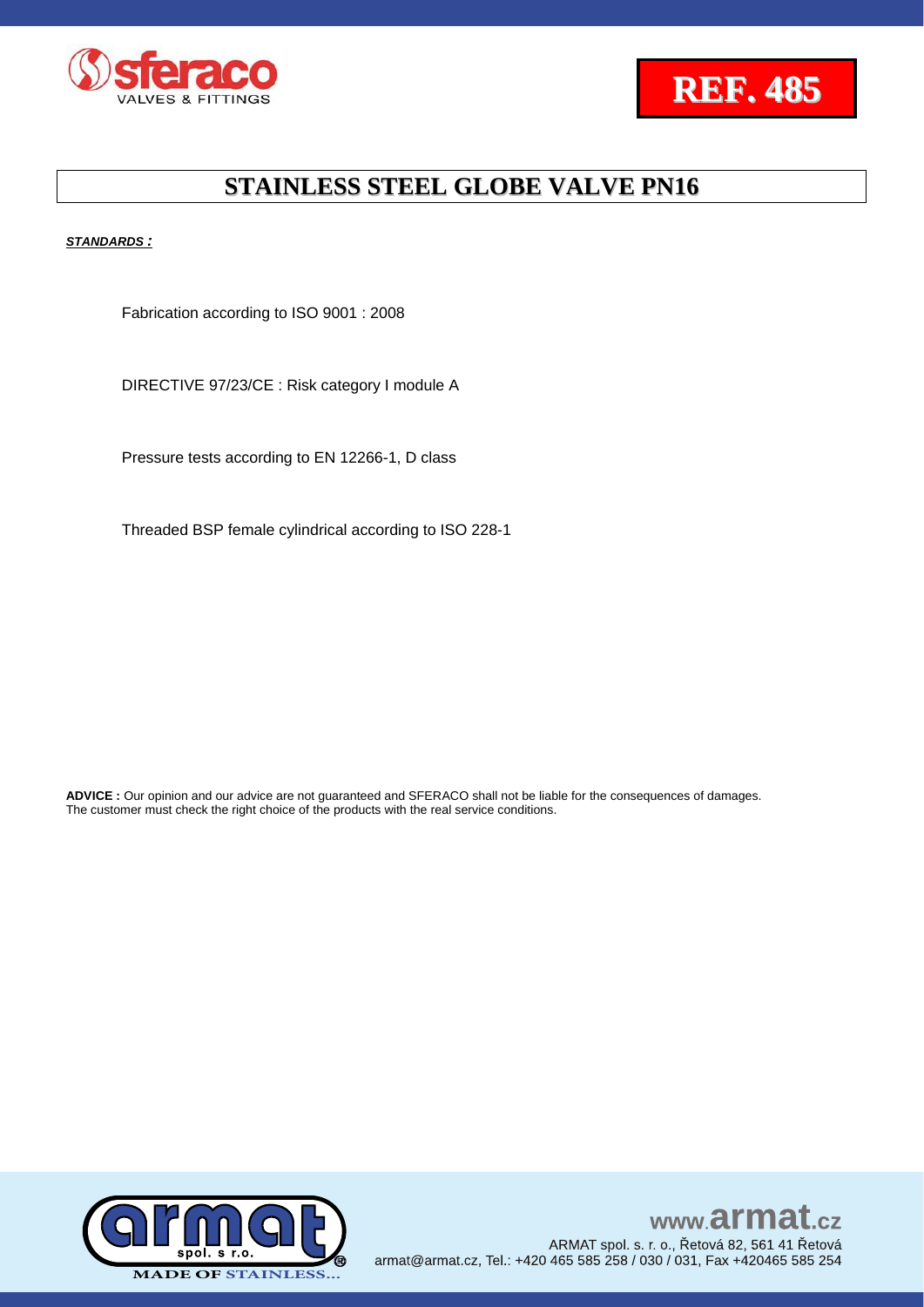# STAINLESS STEEL GLOBE VALVE PN16

***STANDARDS :***

Fabrication according to ISO 9001 : 2008

DIRECTIVE 97/23/CE : Risk category I module A

Pressure tests according to EN 12266-1, D class

Threaded BSP female cylindrical according to ISO 228-1

**ADVICE :** Our opinion and our advice are not guaranteed and SFERACO shall not be liable for the consequences of damages. The customer must check the right choice of the products with the real service conditions.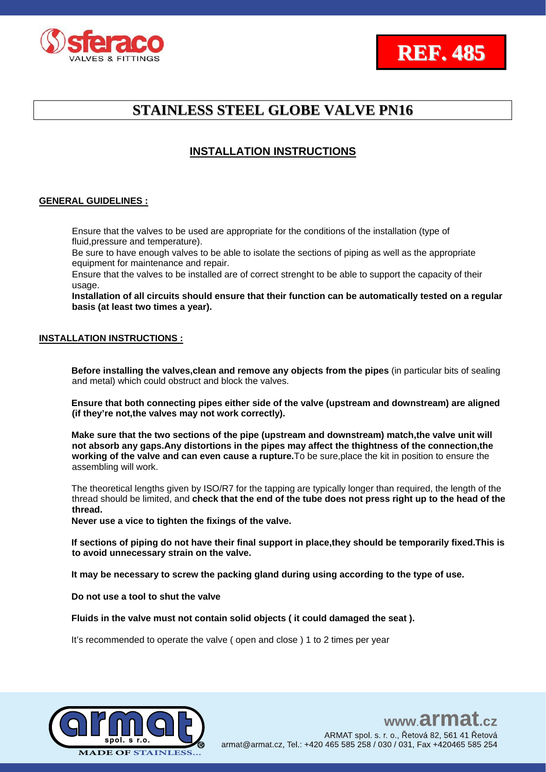REF. 485

# STAINLESS STEEL GLOBE VALVE PN16

## INSTALLATION INSTRUCTIONS

**GENERAL GUIDELINES :**

Ensure that the valves to be used are appropriate for the conditions of the installation (type of fluid,pressure and temperature).
Be sure to have enough valves to be able to isolate the sections of piping as well as the appropriate equipment for maintenance and repair.
Ensure that the valves to be installed are of correct strenght to be able to support the capacity of their usage.
**Installation of all circuits should ensure that their function can be automatically tested on a regular basis (at least two times a year).**

**INSTALLATION INSTRUCTIONS :**

**Before installing the valves,clean and remove any objects from the pipes** (in particular bits of sealing and metal) which could obstruct and block the valves.

**Ensure that both connecting pipes either side of the valve (upstream and downstream) are aligned (if they're not,the valves may not work correctly).**

**Make sure that the two sections of the pipe (upstream and downstream) match,the valve unit will not absorb any gaps.Any distortions in the pipes may affect the thightness of the connection,the working of the valve and can even cause a rupture.**To be sure,place the kit in position to ensure the assembling will work.

The theoretical lengths given by ISO/R7 for the tapping are typically longer than required, the length of the thread should be limited, and **check that the end of the tube does not press right up to the head of the thread.**
**Never use a vice to tighten the fixings of the valve.**

**If sections of piping do not have their final support in place,they should be temporarily fixed.This is to avoid unnecessary strain on the valve.**

**It may be necessary to screw the packing gland during using according to the type of use.**

**Do not use a tool to shut the valve**

**Fluids in the valve must not contain solid objects ( it could damaged the seat ).**

It's recommended to operate the valve ( open and close ) 1 to 2 times per year